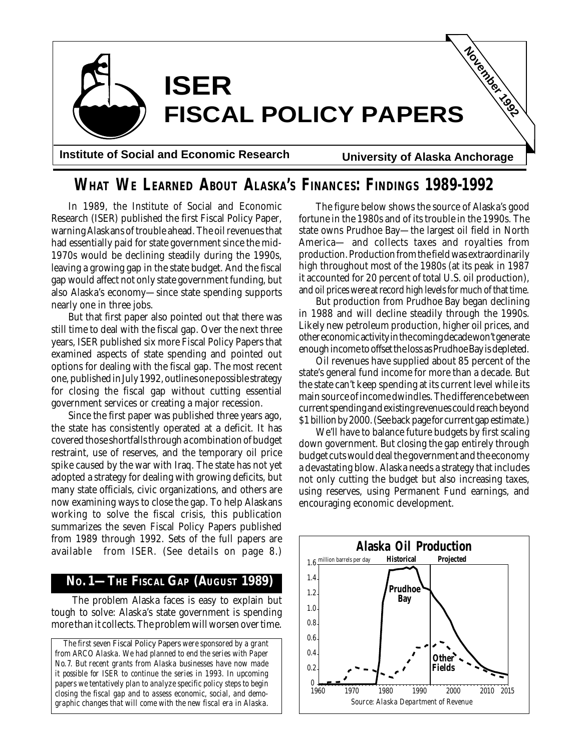# ISER FISCAL POLICY PAPERS

**November 1992**

**Institute of Social and Economic Research** — **University of Alaska Anchorage**

## WHAT WE LEARNED ABOUT ALASKA'S FINANCES: FINDINGS 1989-1992

In 1989, the Institute of Social and Economic Research (ISER) published the first Fiscal Policy Paper, warning Alaskans of trouble ahead. The oil revenues that had essentially paid for state government since the mid-1970s would be declining steadily during the 1990s, leaving a growing gap in the state budget. And the fiscal gap would affect not only state government funding, but also Alaska's economy—since state spending supports nearly one in three jobs.

But that first paper also pointed out that there was still time to deal with the fiscal gap. Over the next three years, ISER published six more Fiscal Policy Papers that examined aspects of state spending and pointed out options for dealing with the fiscal gap. The most recent one, published in July 1992, outlines one possible strategy for closing the fiscal gap without cutting essential government services or creating a major recession.

Since the first paper was published three years ago, the state has consistently operated at a deficit. It has covered those shortfalls through a combination of budget restraint, use of reserves, and the temporary oil price spike caused by the war with Iraq. The state has not yet adopted a strategy for dealing with growing deficits, but many state officials, civic organizations, and others are now examining ways to close the gap. To help Alaskans working to solve the fiscal crisis, this publication summarizes the seven Fiscal Policy Papers published from 1989 through 1992. Sets of the full papers are available from ISER. (See details on page 8.)

### NO. 1—THE FISCAL GAP (AUGUST 1989)

The problem Alaska faces is easy to explain but tough to solve: Alaska's state government is spending more than it collects. The problem will worsen over time.

*The first seven Fiscal Policy Papers were sponsored by a grant from ARCO Alaska. We had planned to end the series with Paper No. 7. But recent grants from Alaska businesses have now made it possible for ISER to continue the series in 1993. In upcoming papers we tentatively plan to analyze specific policy steps to begin closing the fiscal gap and to assess economic, social, and demographic changes that will come with the new fiscal era in Alaska.*

The figure below shows the source of Alaska's good fortune in the 1980s and of its trouble in the 1990s. The state owns Prudhoe Bay—the largest oil field in North America— and collects taxes and royalties from production. Production from the field was extraordinarily high throughout most of the 1980s (at its peak in 1987 it accounted for 20 percent of total U.S. oil production), and oil prices were at record high levels for much of that time.

But production from Prudhoe Bay began declining in 1988 and will decline steadily through the 1990s. Likely new petroleum production, higher oil prices, and other economic activity in the coming decade won't generate enough income to offset the loss as Prudhoe Bay is depleted.

Oil revenues have supplied about 85 percent of the state's general fund income for more than a decade. But the state can't keep spending at its current level while its main source of income dwindles. The difference between current spending and existing revenues could reach beyond \$1 billion by 2000. (See back page for current gap estimate.)

We'll have to balance future budgets by first scaling down government. But closing the gap entirely through budget cuts would deal the government and the economy a devastating blow. Alaska needs a strategy that includes not only cutting the budget but also increasing taxes, using reserves, using Permanent Fund earnings, and encouraging economic development.

**Alaska Oil Production**

(million barrels per day; Historical / Projected; Prudhoe Bay; Other Fields; 1960–2015)

*Source: Alaska Department of Revenue*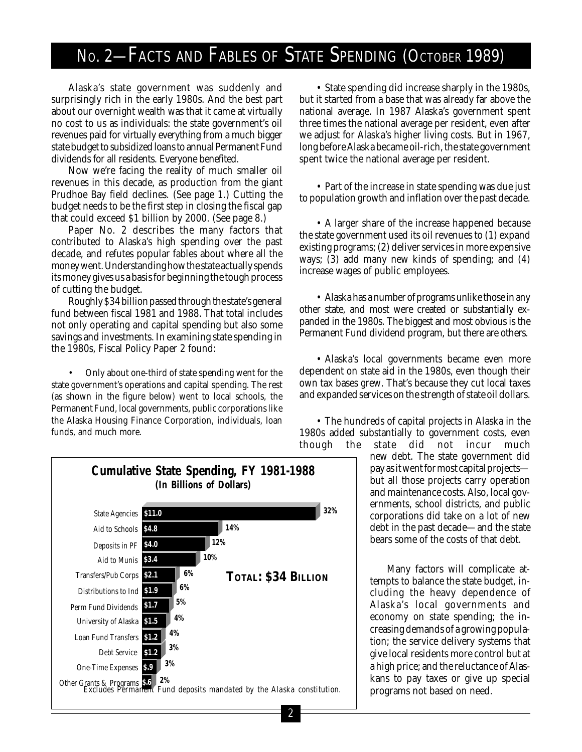# No. 2—Facts and Fables of State Spending (October 1989)

Alaska's state government was suddenly and surprisingly rich in the early 1980s. And the best part about our overnight wealth was that it came at virtually no cost to us as individuals: the state government's oil revenues paid for virtually everything from a much bigger state budget to subsidized loans to annual Permanent Fund dividends for all residents. Everyone benefited.

Now we're facing the reality of much smaller oil revenues in this decade, as production from the giant Prudhoe Bay field declines. (See page 1.) Cutting the budget needs to be the first step in closing the fiscal gap that could exceed $1 billion by 2000. (See page 8.)

Paper No. 2 describes the many factors that contributed to Alaska's high spending over the past decade, and refutes popular fables about where all the money went. Understanding how the state actually spends its money gives us a basis for beginning the tough process of cutting the budget.

Roughly $34 billion passed through the state's general fund between fiscal 1981 and 1988. That total includes not only operating and capital spending but also some savings and investments. In examining state spending in the 1980s, Fiscal Policy Paper 2 found:

- Only about one-third of state spending went for the state government's operations and capital spending. The rest (as shown in the figure below) went to local schools, the Permanent Fund, local governments, public corporations like the Alaska Housing Finance Corporation, individuals, loan funds, and much more.

**Cumulative State Spending, FY 1981-1988**
**(In Billions of Dollars)**

| Category | Amount | Share |
|---|---|---|
| State Agencies | $11.0 | 32% |
| Aid to Schools | $4.8 | 14% |
| Deposits in PF | $4.0 | 12% |
| Aid to Munis | $3.4 | 10% |
| Transfers/Pub Corps | $2.1 | 6% |
| Distributions to Ind | $1.9 | 6% |
| Perm Fund Dividends | $1.7 | 5% |
| University of Alaska | $1.5 | 4% |
| Loan Fund Transfers | $1.2 | 4% |
| Debt Service | $1.2 | 3% |
| One-Time Expenses | $.9 | 3% |
| Other Grants & Programs | $.6 | 2% |

**Total: $34 Billion**

*Excludes Permanent Fund deposits mandated by the Alaska constitution.*

- State spending did increase sharply in the 1980s, but it started from a base that was already far above the national average. In 1987 Alaska's government spent three times the national average per resident, even after we adjust for Alaska's higher living costs. But in 1967, long before Alaska became oil-rich, the state government spent twice the national average per resident.

- Part of the increase in state spending was due just to population growth and inflation over the past decade.

- A larger share of the increase happened because the state government used its oil revenues to (1) expand existing programs; (2) deliver services in more expensive ways; (3) add many new kinds of spending; and (4) increase wages of public employees.

- Alaska has a number of programs unlike those in any other state, and most were created or substantially expanded in the 1980s. The biggest and most obvious is the Permanent Fund dividend program, but there are others.

- Alaska's local governments became even more dependent on state aid in the 1980s, even though their own tax bases grew. That's because they cut local taxes and expanded services on the strength of state oil dollars.

- The hundreds of capital projects in Alaska in the 1980s added substantially to government costs, even though the state did not incur much new debt. The state government did pay as it went for most capital projects—but all those projects carry operation and maintenance costs. Also, local governments, school districts, and public corporations did take on a lot of new debt in the past decade—and the state bears some of the costs of that debt.

Many factors will complicate attempts to balance the state budget, including the heavy dependence of Alaska's local governments and economy on state spending; the increasing demands of a growing population; the service delivery systems that give local residents more control but at a high price; and the reluctance of Alaskans to pay taxes or give up special programs not based on need.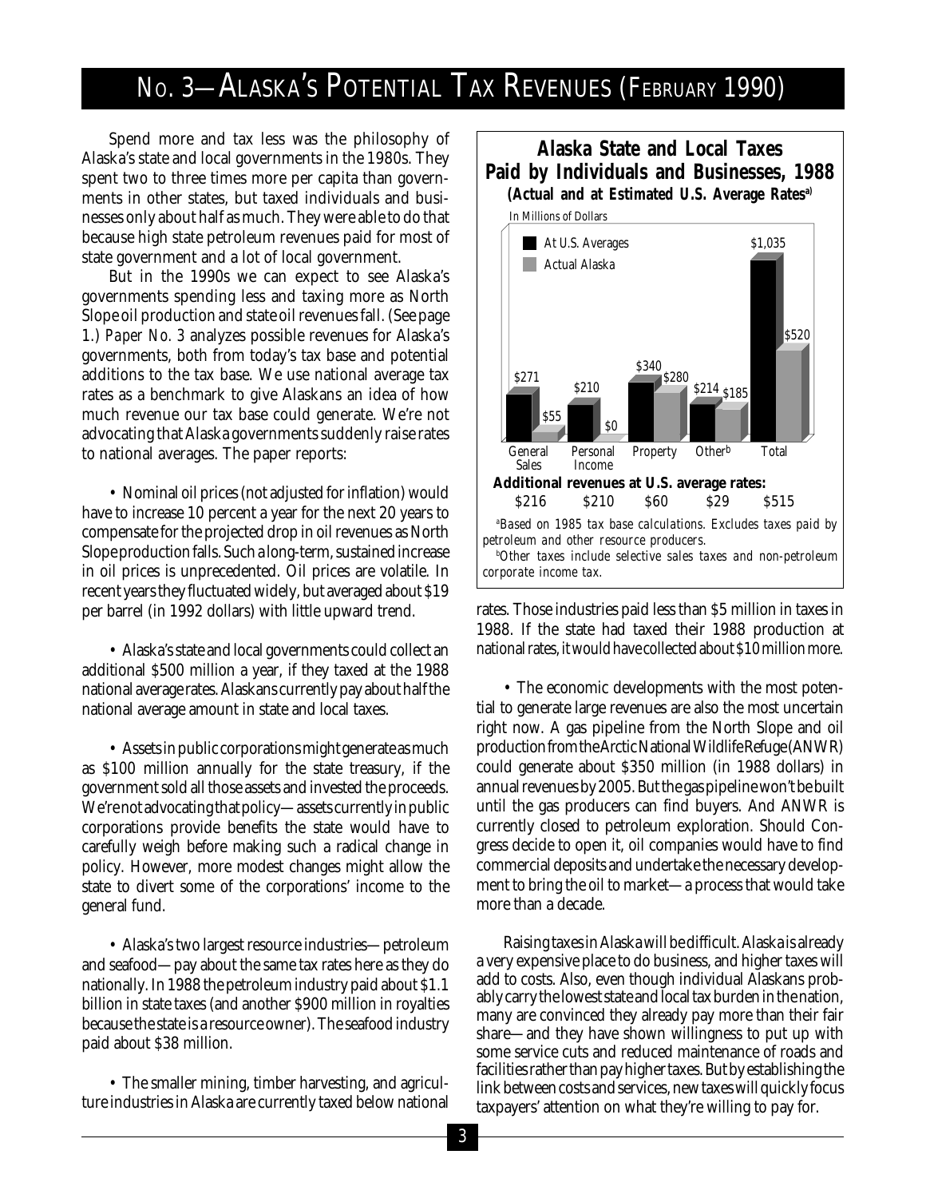# No. 3—Alaska's Potential Tax Revenues (February 1990)

Spend more and tax less was the philosophy of Alaska's state and local governments in the 1980s. They spent two to three times more per capita than governments in other states, but taxed individuals and businesses only about half as much. They were able to do that because high state petroleum revenues paid for most of state government and a lot of local government.

But in the 1990s we can expect to see Alaska's governments spending less and taxing more as North Slope oil production and state oil revenues fall. (See page 1.) *Paper No. 3* analyzes possible revenues for Alaska's governments, both from today's tax base and potential additions to the tax base. We use national average tax rates as a benchmark to give Alaskans an idea of how much revenue our tax base could generate. We're not advocating that Alaska governments suddenly raise rates to national averages. The paper reports:

- Nominal oil prices (not adjusted for inflation) would have to increase 10 percent a year for the next 20 years to compensate for the projected drop in oil revenues as North Slope production falls. Such a long-term, sustained increase in oil prices is unprecedented. Oil prices are volatile. In recent years they fluctuated widely, but averaged about $19 per barrel (in 1992 dollars) with little upward trend.

- Alaska's state and local governments could collect an additional $500 million a year, if they taxed at the 1988 national average rates. Alaskans currently pay about half the national average amount in state and local taxes.

- Assets in public corporations might generate as much as $100 million annually for the state treasury, if the government sold all those assets and invested the proceeds. We're not advocating that policy—assets currently in public corporations provide benefits the state would have to carefully weigh before making such a radical change in policy. However, more modest changes might allow the state to divert some of the corporations' income to the general fund.

- Alaska's two largest resource industries—petroleum and seafood—pay about the same tax rates here as they do nationally. In 1988 the petroleum industry paid about $1.1 billion in state taxes (and another $900 million in royalties because the state is a resource owner). The seafood industry paid about $38 million.

- The smaller mining, timber harvesting, and agriculture industries in Alaska are currently taxed below national rates. Those industries paid less than $5 million in taxes in 1988. If the state had taxed their 1988 production at national rates, it would have collected about $10 million more.

**Alaska State and Local Taxes Paid by Individuals and Businesses, 1988**
**(Actual and at Estimated U.S. Average Rates[a])**

In Millions of Dollars

| | General Sales | Personal Income | Property | Other[b] | Total |
|---|---|---|---|---|---|
| At U.S. Averages | $271 | $210 | $340 | $214 | $1,035 |
| Actual Alaska | $55 | $0 | $280 | $185 | $520 |
| **Additional revenues at U.S. average rates:** | $216 | $210 | $60 | $29 | $515 |

[a]Based on 1985 tax base calculations. Excludes taxes paid by petroleum and other resource producers.
[b]Other taxes include selective sales taxes and non-petroleum corporate income tax.

- The economic developments with the most potential to generate large revenues are also the most uncertain right now. A gas pipeline from the North Slope and oil production from the Arctic National Wildlife Refuge (ANWR) could generate about $350 million (in 1988 dollars) in annual revenues by 2005. But the gas pipeline won't be built until the gas producers can find buyers. And ANWR is currently closed to petroleum exploration. Should Congress decide to open it, oil companies would have to find commercial deposits and undertake the necessary development to bring the oil to market—a process that would take more than a decade.

Raising taxes in Alaska will be difficult. Alaska is already a very expensive place to do business, and higher taxes will add to costs. Also, even though individual Alaskans probably carry the lowest state and local tax burden in the nation, many are convinced they already pay more than their fair share—and they have shown willingness to put up with some service cuts and reduced maintenance of roads and facilities rather than pay higher taxes. But by establishing the link between costs and services, new taxes will quickly focus taxpayers' attention on what they're willing to pay for.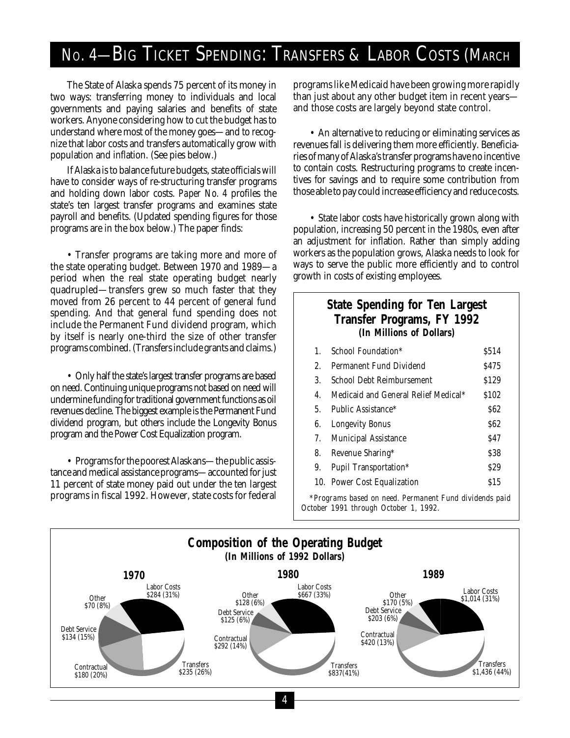## No. 4—Big Ticket Spending: Transfers & Labor Costs (March

The State of Alaska spends 75 percent of its money in two ways: transferring money to individuals and local governments and paying salaries and benefits of state workers. Anyone considering how to cut the budget has to understand where most of the money goes—and to recognize that labor costs and transfers automatically grow with population and inflation. (See pies below.)

If Alaska is to balance future budgets, state officials will have to consider ways of re-structuring transfer programs and holding down labor costs. *Paper No. 4* profiles the state's ten largest transfer programs and examines state payroll and benefits. (Updated spending figures for those programs are in the box below.) The paper finds:

• Transfer programs are taking more and more of the state operating budget. Between 1970 and 1989—a period when the real state operating budget nearly quadrupled—transfers grew so much faster that they moved from 26 percent to 44 percent of general fund spending. And that general fund spending does not include the Permanent Fund dividend program, which by itself is nearly one-third the size of other transfer programs combined. (Transfers include grants and claims.)

• Only half the state's largest transfer programs are based on need. Continuing unique programs not based on need will undermine funding for traditional government functions as oil revenues decline. The biggest example is the Permanent Fund dividend program, but others include the Longevity Bonus program and the Power Cost Equalization program.

• Programs for the poorest Alaskans—the public assistance and medical assistance programs—accounted for just 11 percent of state money paid out under the ten largest programs in fiscal 1992. However, state costs for federal programs like Medicaid have been growing more rapidly than just about any other budget item in recent years—and those costs are largely beyond state control.

• An alternative to reducing or eliminating services as revenues fall is delivering them more efficiently. Beneficiaries of many of Alaska's transfer programs have no incentive to contain costs. Restructuring programs to create incentives for savings and to require some contribution from those able to pay could increase efficiency and reduce costs.

• State labor costs have historically grown along with population, increasing 50 percent in the 1980s, even after an adjustment for inflation. Rather than simply adding workers as the population grows, Alaska needs to look for ways to serve the public more efficiently and to control growth in costs of existing employees.

**State Spending for Ten Largest Transfer Programs, FY 1992**
**(In Millions of Dollars)**

| | Program | Amount |
|---|---|---|
| 1. | School Foundation* | $514 |
| 2. | Permanent Fund Dividend | $475 |
| 3. | School Debt Reimbursement | $129 |
| 4. | Medicaid and General Relief Medical* | $102 |
| 5. | Public Assistance* | $62 |
| 6. | Longevity Bonus | $62 |
| 7. | Municipal Assistance | $47 |
| 8. | Revenue Sharing* | $38 |
| 9. | Pupil Transportation* | $29 |
| 10. | Power Cost Equalization | $15 |

*\*Programs based on need. Permanent Fund dividends paid October 1991 through October 1, 1992.*

**Composition of the Operating Budget**
**(In Millions of 1992 Dollars)**

| | 1970 | 1980 | 1989 |
|---|---|---|---|
| Labor Costs | $284 (31%) | $667 (33%) | $1,014 (31%) |
| Transfers | $235 (26%) | $837 (41%) | $1,436 (44%) |
| Contractual | $180 (20%) | $292 (14%) | $420 (13%) |
| Debt Service | $134 (15%) | $125 (6%) | $203 (6%) |
| Other | $70 (8%) | $128 (6%) | $170 (5%) |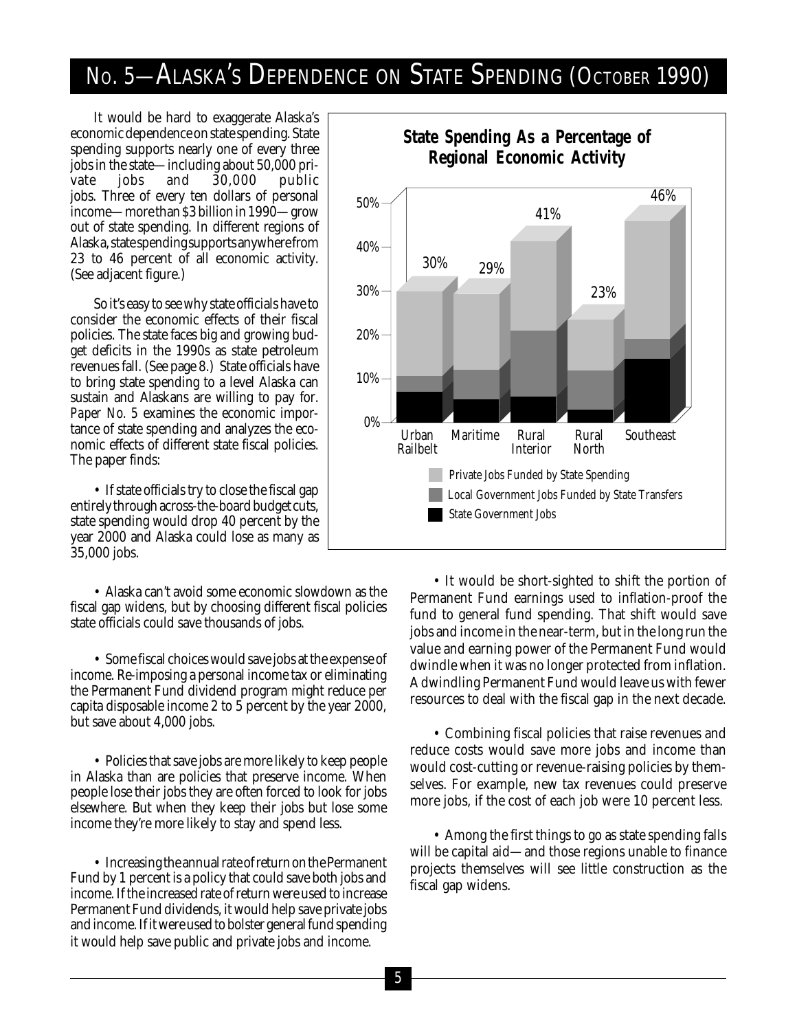# No. 5—Alaska's Dependence on State Spending (October 1990)

It would be hard to exaggerate Alaska's economic dependence on state spending. State spending supports nearly one of every three jobs in the state—including about 50,000 private jobs and 30,000 public jobs. Three of every ten dollars of personal income—more than $3 billion in 1990—grow out of state spending. In different regions of Alaska, state spending supports anywhere from 23 to 46 percent of all economic activity. (See adjacent figure.)

So it's easy to see why state officials have to consider the economic effects of their fiscal policies. The state faces big and growing budget deficits in the 1990s as state petroleum revenues fall. (See page 8.) State officials have to bring state spending to a level Alaska can sustain and Alaskans are willing to pay for. *Paper No. 5* examines the economic importance of state spending and analyzes the economic effects of different state fiscal policies. The paper finds:

**State Spending As a Percentage of Regional Economic Activity**

| Region | Total |
|---|---|
| Urban Railbelt | 30% |
| Maritime | 29% |
| Rural Interior | 41% |
| Rural North | 23% |
| Southeast | 46% |

Legend: Private Jobs Funded by State Spending; Local Government Jobs Funded by State Transfers; State Government Jobs

• If state officials try to close the fiscal gap entirely through across-the-board budget cuts, state spending would drop 40 percent by the year 2000 and Alaska could lose as many as 35,000 jobs.

• Alaska can't avoid some economic slowdown as the fiscal gap widens, but by choosing different fiscal policies state officials could save thousands of jobs.

• Some fiscal choices would save jobs at the expense of income. Re-imposing a personal income tax or eliminating the Permanent Fund dividend program might reduce per capita disposable income 2 to 5 percent by the year 2000, but save about 4,000 jobs.

• Policies that save jobs are more likely to keep people in Alaska than are policies that preserve income. When people lose their jobs they are often forced to look for jobs elsewhere. But when they keep their jobs but lose some income they're more likely to stay and spend less.

• Increasing the annual rate of return on the Permanent Fund by 1 percent is a policy that could save both jobs and income. If the increased rate of return were used to increase Permanent Fund dividends, it would help save private jobs and income. If it were used to bolster general fund spending it would help save public and private jobs and income.

• It would be short-sighted to shift the portion of Permanent Fund earnings used to inflation-proof the fund to general fund spending. That shift would save jobs and income in the near-term, but in the long run the value and earning power of the Permanent Fund would dwindle when it was no longer protected from inflation. A dwindling Permanent Fund would leave us with fewer resources to deal with the fiscal gap in the next decade.

• Combining fiscal policies that raise revenues and reduce costs would save more jobs and income than would cost-cutting or revenue-raising policies by themselves. For example, new tax revenues could preserve more jobs, if the cost of each job were 10 percent less.

• Among the first things to go as state spending falls will be capital aid—and those regions unable to finance projects themselves will see little construction as the fiscal gap widens.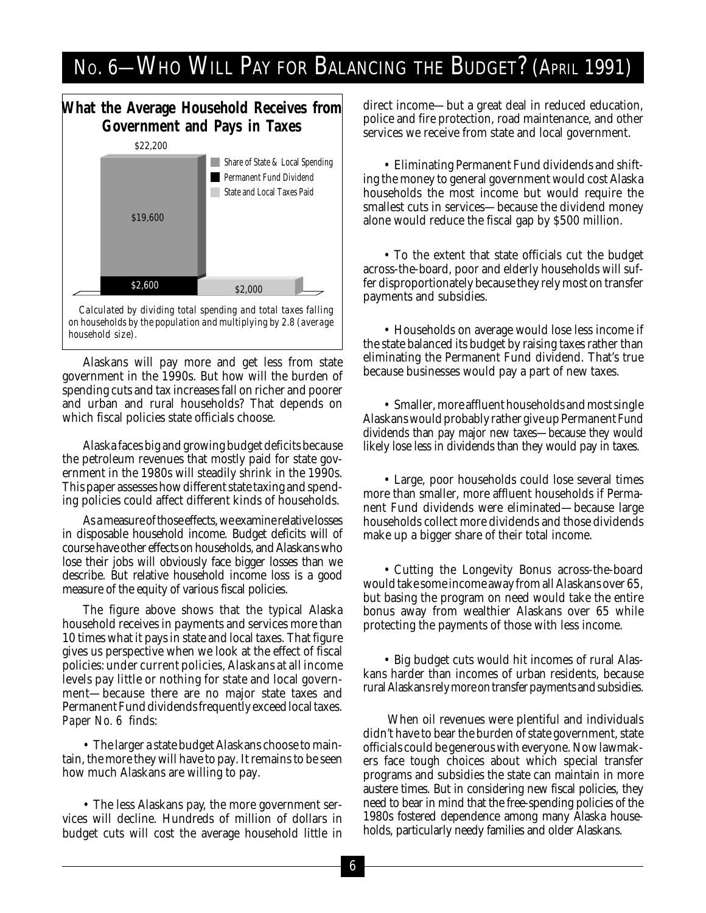# No. 6—Who Will Pay for Balancing the Budget? (April 1991)

**What the Average Household Receives from Government and Pays in Taxes**

| | Share of State & Local Spending | Permanent Fund Dividend | State and Local Taxes Paid |
|---|---|---|---|
| Receives ($22,200) | $19,600 | $2,600 | |
| Pays | | | $2,000 |

*Calculated by dividing total spending and total taxes falling on households by the population and multiplying by 2.8 (average household size).*

Alaskans will pay more and get less from state government in the 1990s. But how will the burden of spending cuts and tax increases fall on richer and poorer and urban and rural households? That depends on which fiscal policies state officials choose.

Alaska faces big and growing budget deficits because the petroleum revenues that mostly paid for state government in the 1980s will steadily shrink in the 1990s. This paper assesses how different state taxing and spending policies could affect different kinds of households.

As a measure of those effects, we examine relative losses in disposable household income. Budget deficits will of course have other effects on households, and Alaskans who lose their jobs will obviously face bigger losses than we describe. But relative household income loss is a good measure of the equity of various fiscal policies.

The figure above shows that the typical Alaska household receives in payments and services more than 10 times what it pays in state and local taxes. That figure gives us perspective when we look at the effect of fiscal policies: under current policies, Alaskans at all income levels pay little or nothing for state and local government—because there are no major state taxes and Permanent Fund dividends frequently exceed local taxes. *Paper No. 6* finds:

- The larger a state budget Alaskans choose to maintain, the more they will have to pay. It remains to be seen how much Alaskans are willing to pay.
- The less Alaskans pay, the more government services will decline. Hundreds of million of dollars in budget cuts will cost the average household little in direct income—but a great deal in reduced education, police and fire protection, road maintenance, and other services we receive from state and local government.
- Eliminating Permanent Fund dividends and shifting the money to general government would cost Alaska households the most income but would require the smallest cuts in services—because the dividend money alone would reduce the fiscal gap by $500 million.
- To the extent that state officials cut the budget across-the-board, poor and elderly households will suffer disproportionately because they rely most on transfer payments and subsidies.
- Households on average would lose less income if the state balanced its budget by raising taxes rather than eliminating the Permanent Fund dividend. That's true because businesses would pay a part of new taxes.
- Smaller, more affluent households and most single Alaskans would probably rather give up Permanent Fund dividends than pay major new taxes—because they would likely lose less in dividends than they would pay in taxes.
- Large, poor households could lose several times more than smaller, more affluent households if Permanent Fund dividends were eliminated—because large households collect more dividends and those dividends make up a bigger share of their total income.
- Cutting the Longevity Bonus across-the-board would take some income away from all Alaskans over 65, but basing the program on need would take the entire bonus away from wealthier Alaskans over 65 while protecting the payments of those with less income.
- Big budget cuts would hit incomes of rural Alaskans harder than incomes of urban residents, because rural Alaskans rely more on transfer payments and subsidies.

When oil revenues were plentiful and individuals didn't have to bear the burden of state government, state officials could be generous with everyone. Now lawmakers face tough choices about which special transfer programs and subsidies the state can maintain in more austere times. But in considering new fiscal policies, they need to bear in mind that the free-spending policies of the 1980s fostered dependence among many Alaska households, particularly needy families and older Alaskans.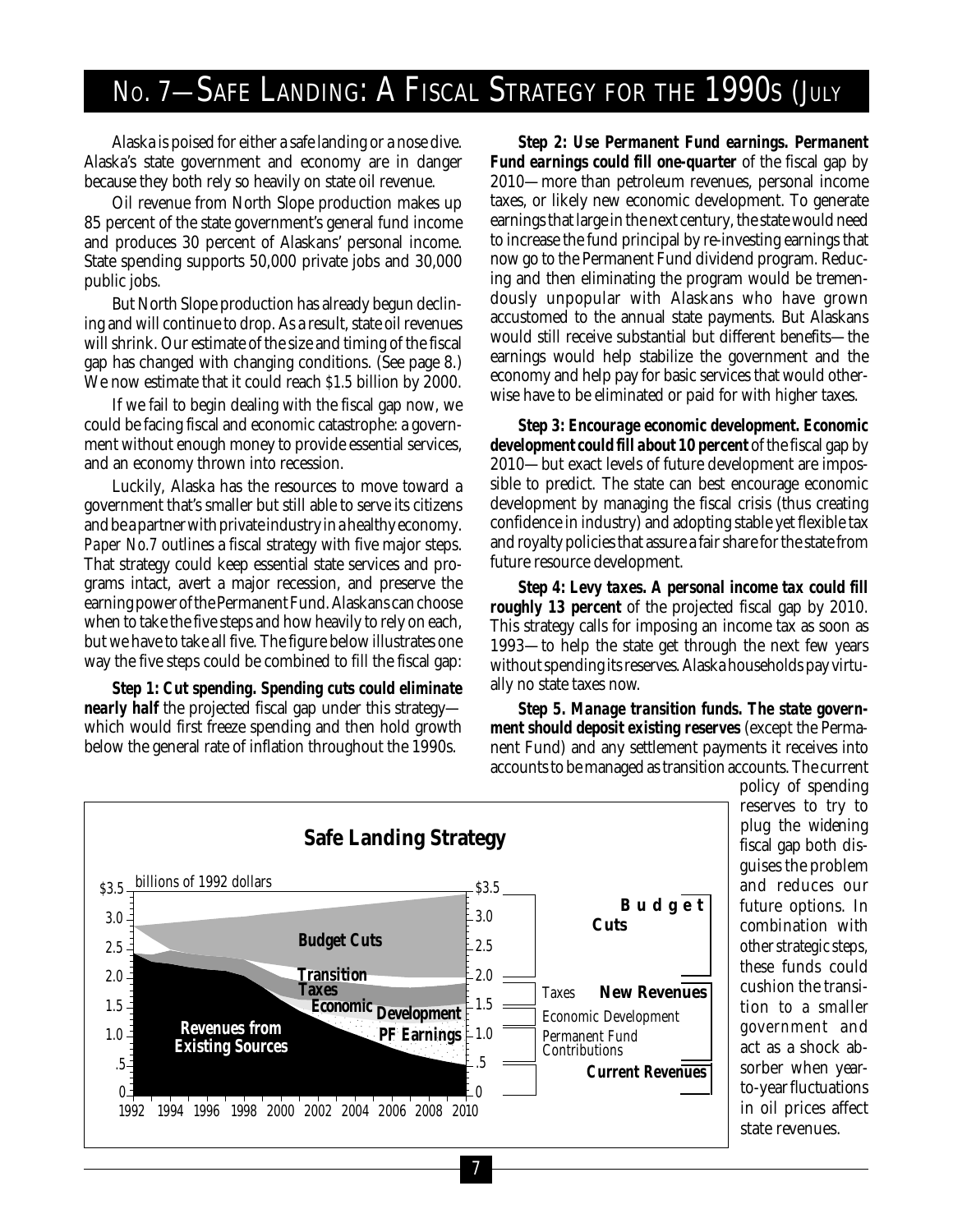# No. 7—Safe Landing: A Fiscal Strategy for the 1990s (July

Alaska is poised for either a safe landing or a nose dive. Alaska's state government and economy are in danger because they both rely so heavily on state oil revenue.

Oil revenue from North Slope production makes up 85 percent of the state government's general fund income and produces 30 percent of Alaskans' personal income. State spending supports 50,000 private jobs and 30,000 public jobs.

But North Slope production has already begun declining and will continue to drop. As a result, state oil revenues will shrink. Our estimate of the size and timing of the fiscal gap has changed with changing conditions. (See page 8.) We now estimate that it could reach $1.5 billion by 2000.

If we fail to begin dealing with the fiscal gap now, we could be facing fiscal and economic catastrophe: a government without enough money to provide essential services, and an economy thrown into recession.

Luckily, Alaska has the resources to move toward a government that's smaller but still able to serve its citizens and be a partner with private industry in a healthy economy. *Paper No.7* outlines a fiscal strategy with five major steps. That strategy could keep essential state services and programs intact, avert a major recession, and preserve the earning power of the Permanent Fund. Alaskans can choose when to take the five steps and how heavily to rely on each, but we have to take all five. The figure below illustrates one way the five steps could be combined to fill the fiscal gap:

***Step 1: Cut spending. Spending cuts could eliminate nearly half*** the projected fiscal gap under this strategy—which would first freeze spending and then hold growth below the general rate of inflation throughout the 1990s.

***Step 2: Use Permanent Fund earnings. Permanent Fund earnings could fill one-quarter*** of the fiscal gap by 2010—more than petroleum revenues, personal income taxes, or likely new economic development. To generate earnings that large in the next century, the state would need to increase the fund principal by re-investing earnings that now go to the Permanent Fund dividend program. Reducing and then eliminating the program would be tremendously unpopular with Alaskans who have grown accustomed to the annual state payments. But Alaskans would still receive substantial but different benefits—the earnings would help stabilize the government and the economy and help pay for basic services that would otherwise have to be eliminated or paid for with higher taxes.

***Step 3: Encourage economic development. Economic development could fill about 10 percent*** of the fiscal gap by 2010—but exact levels of future development are impossible to predict. The state can best encourage economic development by managing the fiscal crisis (thus creating confidence in industry) and adopting stable yet flexible tax and royalty policies that assure a fair share for the state from future resource development.

***Step 4: Levy taxes. A personal income tax could fill roughly 13 percent*** of the projected fiscal gap by 2010. This strategy calls for imposing an income tax as soon as 1993—to help the state get through the next few years without spending its reserves. Alaska households pay virtually no state taxes now.

***Step 5. Manage transition funds. The state government should deposit existing reserves*** (except the Permanent Fund) and any settlement payments it receives into accounts to be managed as transition accounts. The current policy of spending reserves to try to plug the widening fiscal gap both disguises the problem and reduces our future options. In combination with other strategic steps, these funds could cushion the transition to a smaller government and act as a shock absorber when year-to-year fluctuations in oil prices affect state revenues.

**Safe Landing Strategy**

billions of 1992 dollars

(Chart: areas labeled Budget Cuts, Transition, Taxes, Economic Development, PF Earnings, Revenues from Existing Sources; 1992–2010; $0–$3.5. Legend: Budget Cuts; New Revenues — Taxes, Economic Development, Permanent Fund Contributions; Current Revenues.)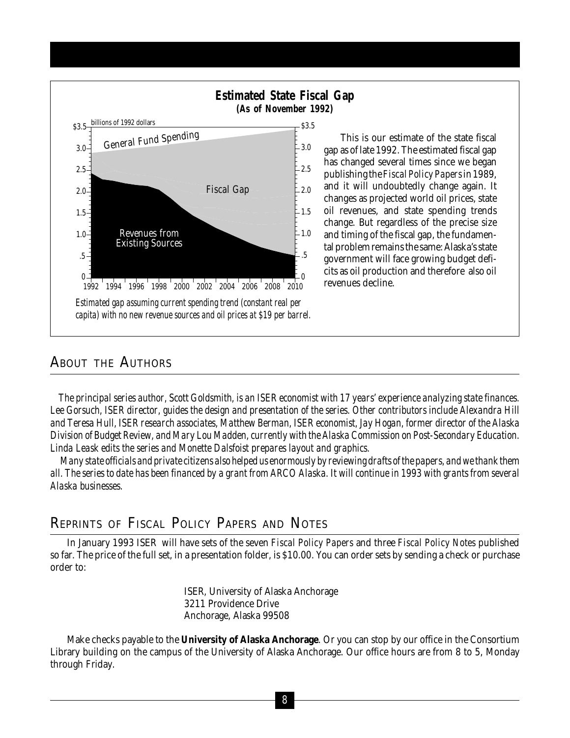**Estimated State Fiscal Gap**
**(As of November 1992)**

billions of 1992 dollars

$3.5
3.0
2.5
2.0
1.5
1.0
.5
0

General Fund Spending

Fiscal Gap

Revenues from Existing Sources

1992 1994 1996 1998 2000 2002 2004 2006 2008 2010

*Estimated gap assuming current spending trend (constant real per capita) with no new revenue sources and oil prices at $19 per barrel.*

This is our estimate of the state fiscal gap as of late 1992. The estimated fiscal gap has changed several times since we began publishing the *Fiscal Policy Papers* in 1989, and it will undoubtedly change again. It changes as projected world oil prices, state oil revenues, and state spending trends change. But regardless of the precise size and timing of the fiscal gap, the fundamental problem remains the same: Alaska's state government will face growing budget deficits as oil production and therefore also oil revenues decline.

## About the Authors

*The principal series author, Scott Goldsmith, is an ISER economist with 17 years' experience analyzing state finances. Lee Gorsuch, ISER director, guides the design and presentation of the series. Other contributors include Alexandra Hill and Teresa Hull, ISER research associates, Matthew Berman, ISER economist, Jay Hogan, former director of the Alaska Division of Budget Review, and Mary Lou Madden, currently with the Alaska Commission on Post-Secondary Education. Linda Leask edits the series and Monette Dalsfoist prepares layout and graphics.*

*Many state officials and private citizens also helped us enormously by reviewing drafts of the papers, and we thank them all. The series to date has been financed by a grant from ARCO Alaska. It will continue in 1993 with grants from several Alaska businesses.*

## Reprints of Fiscal Policy Papers and Notes

In January 1993 ISER will have sets of the seven *Fiscal Policy Papers* and three *Fiscal Policy Notes* published so far. The price of the full set, in a presentation folder, is $10.00. You can order sets by sending a check or purchase order to:

ISER, University of Alaska Anchorage
3211 Providence Drive
Anchorage, Alaska 99508

Make checks payable to the **University of Alaska Anchorage**. Or you can stop by our office in the Consortium Library building on the campus of the University of Alaska Anchorage. Our office hours are from 8 to 5, Monday through Friday.